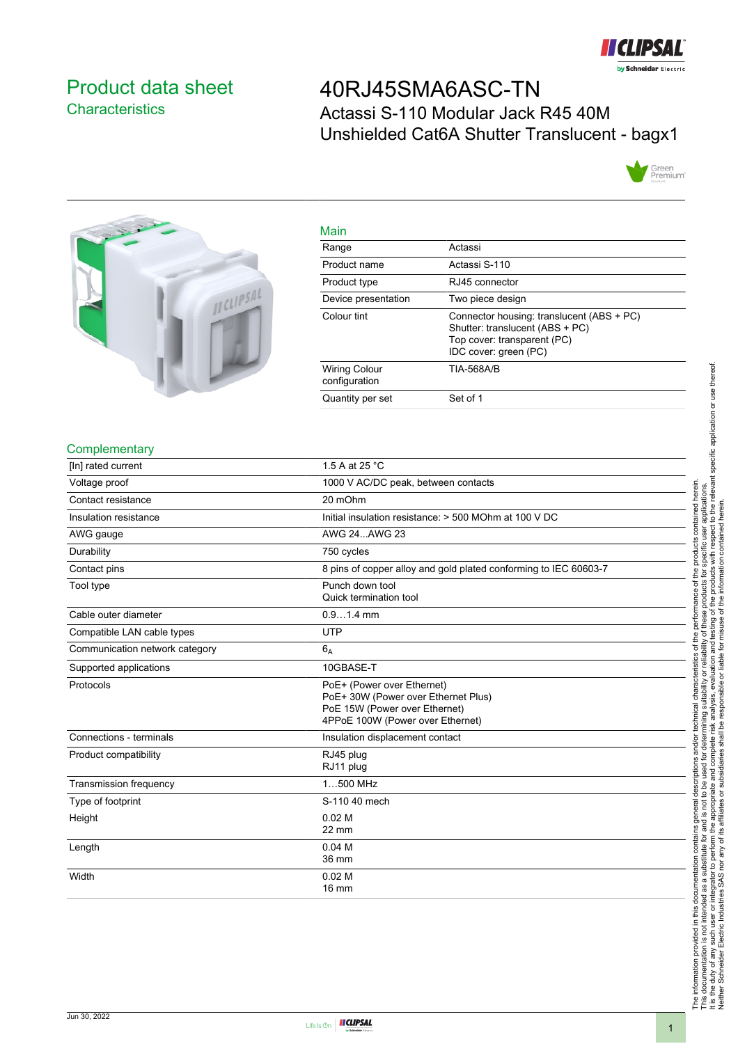# Product data sheet

## Characteristics

# 40RJ45SMA6ASC-TN

Actassi S-110 Modular Jack R45 40M Unshielded Cat6A Shutter Translucent - bagx1

## Main

| | |
|---|---|
| Range | Actassi |
| Product name | Actassi S-110 |
| Product type | RJ45 connector |
| Device presentation | Two piece design |
| Colour tint | Connector housing: translucent (ABS + PC)<br>Shutter: translucent (ABS + PC)<br>Top cover: transparent (PC)<br>IDC cover: green (PC) |
| Wiring Colour configuration | TIA-568A/B |
| Quantity per set | Set of 1 |

## Complementary

| | |
|---|---|
| [In] rated current | 1.5 A at 25 °C |
| Voltage proof | 1000 V AC/DC peak, between contacts |
| Contact resistance | 20 mOhm |
| Insulation resistance | Initial insulation resistance: > 500 MOhm at 100 V DC |
| AWG gauge | AWG 24...AWG 23 |
| Durability | 750 cycles |
| Contact pins | 8 pins of copper alloy and gold plated conforming to IEC 60603-7 |
| Tool type | Punch down tool<br>Quick termination tool |
| Cable outer diameter | 0.9…1.4 mm |
| Compatible LAN cable types | UTP |
| Communication network category | $6_A$ |
| Supported applications | 10GBASE-T |
| Protocols | PoE+ (Power over Ethernet)<br>PoE+ 30W (Power over Ethernet Plus)<br>PoE 15W (Power over Ethernet)<br>4PPoE 100W (Power over Ethernet) |
| Connections - terminals | Insulation displacement contact |
| Product compatibility | RJ45 plug<br>RJ11 plug |
| Transmission frequency | 1…500 MHz |
| Type of footprint | S-110 40 mech |
| Height | 0.02 M<br>22 mm |
| Length | 0.04 M<br>36 mm |
| Width | 0.02 M<br>16 mm |

The information provided in this documentation contains general descriptions and/or technical characteristics of the performance of the products contained herein. This documentation is not intended as a substitute for and is not to be used for determining suitability or reliability of these products for specific user applications. It is the duty of any such user or integrator to perform the appropriate and complete risk analysis, evaluation and testing of the products with respect to the relevant specific application or use thereof. Neither Schneider Electric Industries SAS nor any of its affiliates or subsidiaries shall be responsible or liable for misuse of the information contained herein.

Jun 30, 2022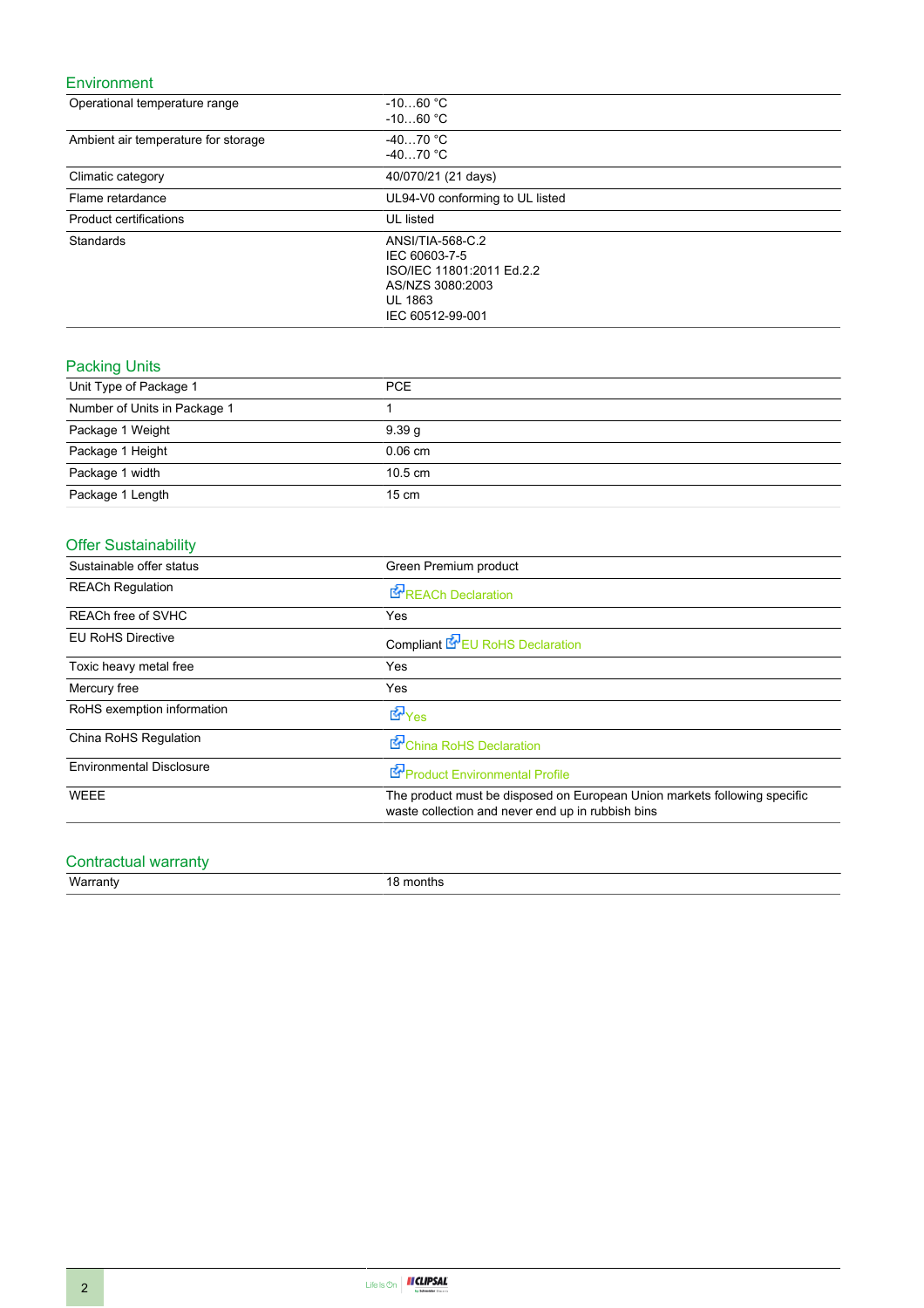## Environment

| | |
|---|---|
| Operational temperature range | -10…60 °C<br>-10…60 °C |
| Ambient air temperature for storage | -40…70 °C<br>-40…70 °C |
| Climatic category | 40/070/21 (21 days) |
| Flame retardance | UL94-V0 conforming to UL listed |
| Product certifications | UL listed |
| Standards | ANSI/TIA-568-C.2<br>IEC 60603-7-5<br>ISO/IEC 11801:2011 Ed.2.2<br>AS/NZS 3080:2003<br>UL 1863<br>IEC 60512-99-001 |

## Packing Units

| | |
|---|---|
| Unit Type of Package 1 | PCE |
| Number of Units in Package 1 | 1 |
| Package 1 Weight | 9.39 g |
| Package 1 Height | 0.06 cm |
| Package 1 width | 10.5 cm |
| Package 1 Length | 15 cm |

## Offer Sustainability

| | |
|---|---|
| Sustainable offer status | Green Premium product |
| REACh Regulation | REACh Declaration |
| REACh free of SVHC | Yes |
| EU RoHS Directive | Compliant EU RoHS Declaration |
| Toxic heavy metal free | Yes |
| Mercury free | Yes |
| RoHS exemption information | Yes |
| China RoHS Regulation | China RoHS Declaration |
| Environmental Disclosure | Product Environmental Profile |
| WEEE | The product must be disposed on European Union markets following specific waste collection and never end up in rubbish bins |

## Contractual warranty

| | |
|---|---|
| Warranty | 18 months |